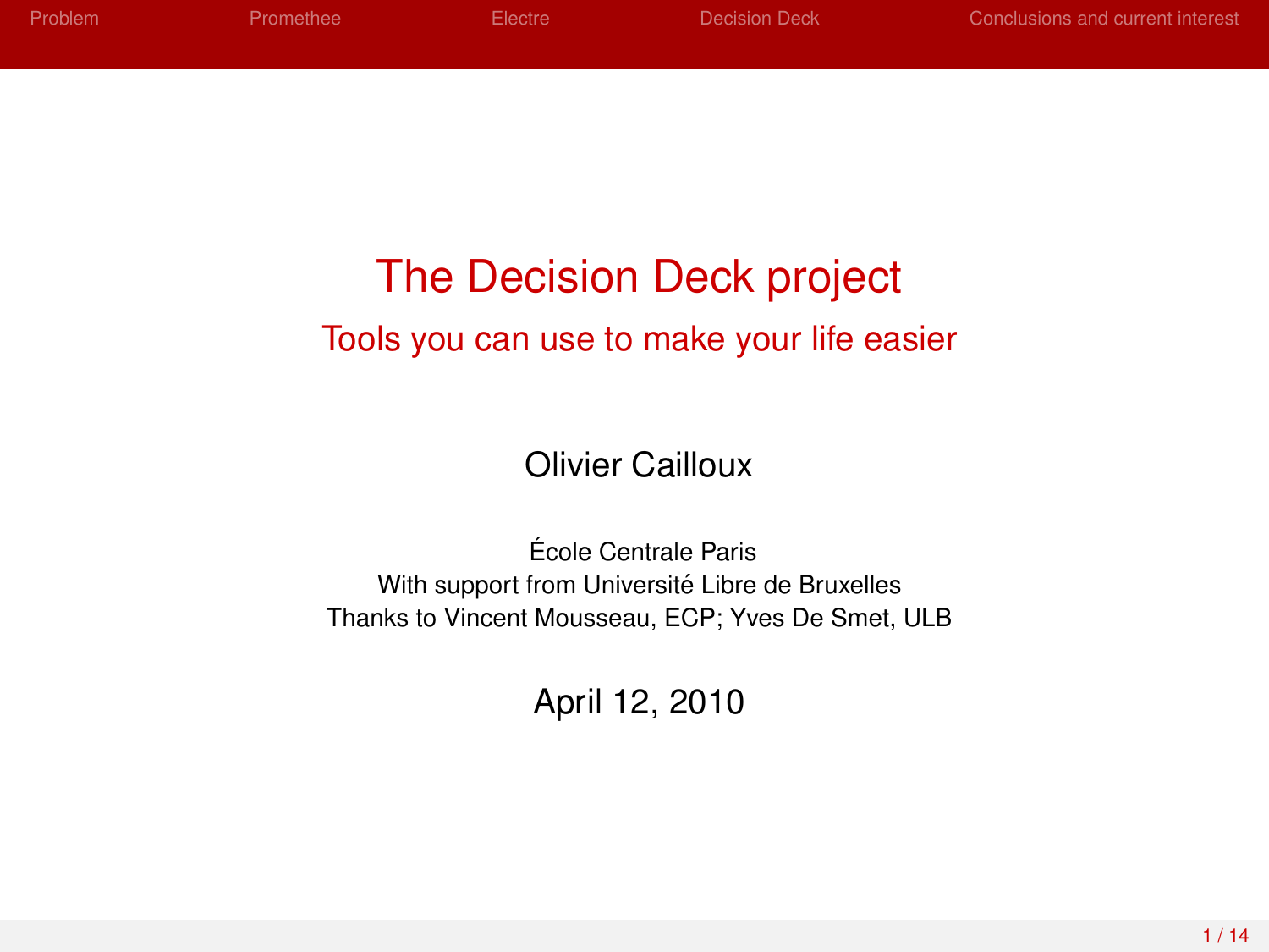# The Decision Deck project

## Tools you can use to make your life easier

Olivier Cailloux

École Centrale Paris
With support from Université Libre de Bruxelles
Thanks to Vincent Mousseau, ECP; Yves De Smet, ULB

April 12, 2010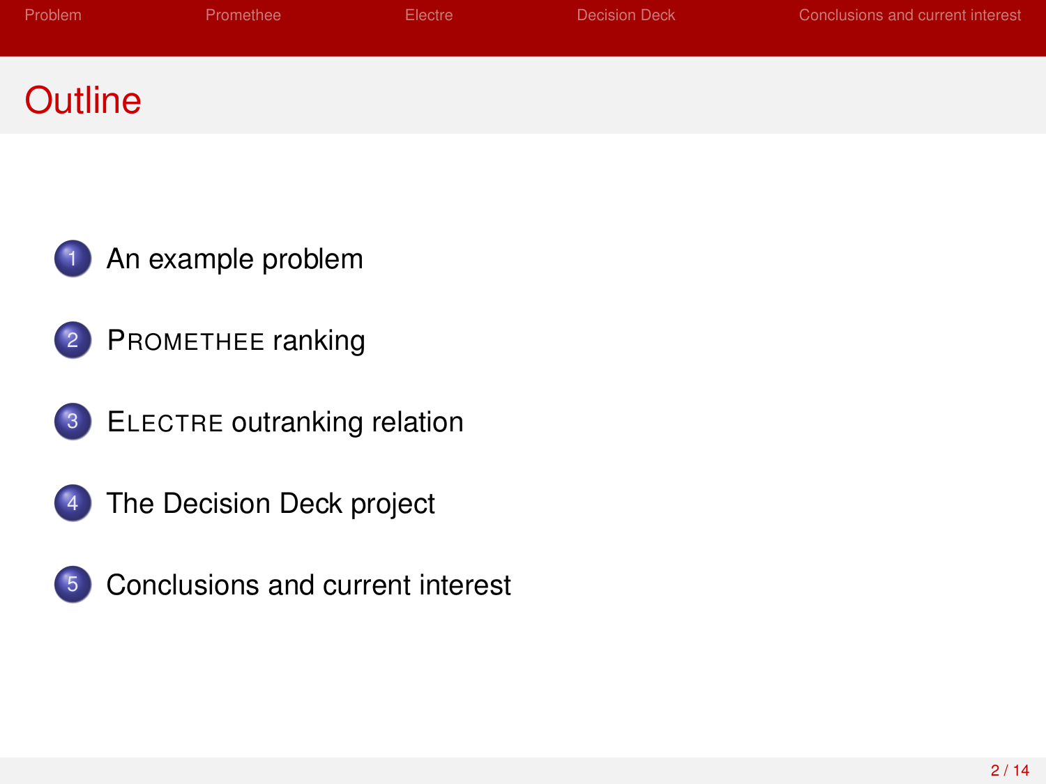# Outline

1. An example problem
2. PROMETHEE ranking
3. ELECTRE outranking relation
4. The Decision Deck project
5. Conclusions and current interest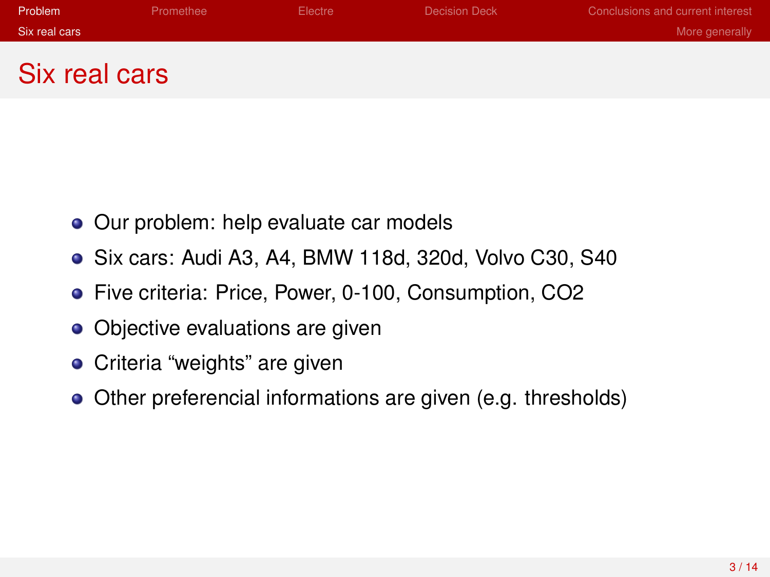# Six real cars

- Our problem: help evaluate car models
- Six cars: Audi A3, A4, BMW 118d, 320d, Volvo C30, S40
- Five criteria: Price, Power, 0-100, Consumption, CO2
- Objective evaluations are given
- Criteria “weights” are given
- Other preferencial informations are given (e.g. thresholds)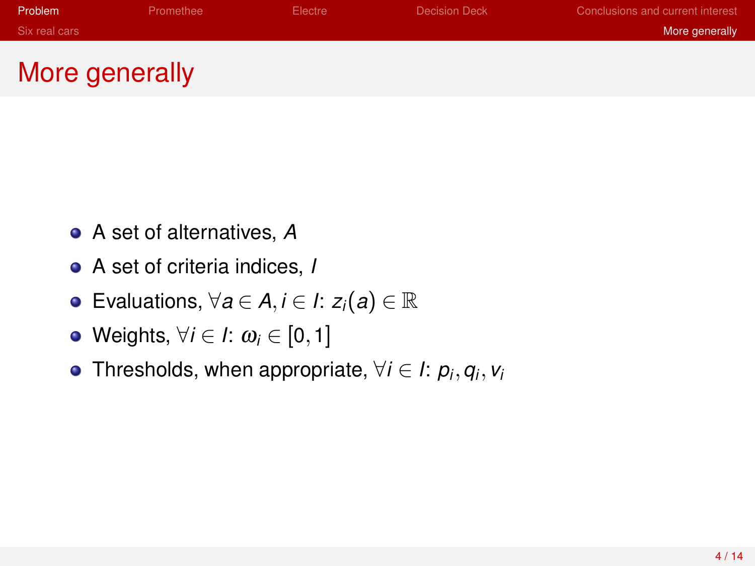# More generally

- A set of alternatives, $A$
- A set of criteria indices, $I$
- Evaluations, $\forall a \in A, i \in I$: $z_i(a) \in \mathbb{R}$
- Weights, $\forall i \in I$: $\omega_i \in [0, 1]$
- Thresholds, when appropriate, $\forall i \in I$: $p_i, q_i, v_i$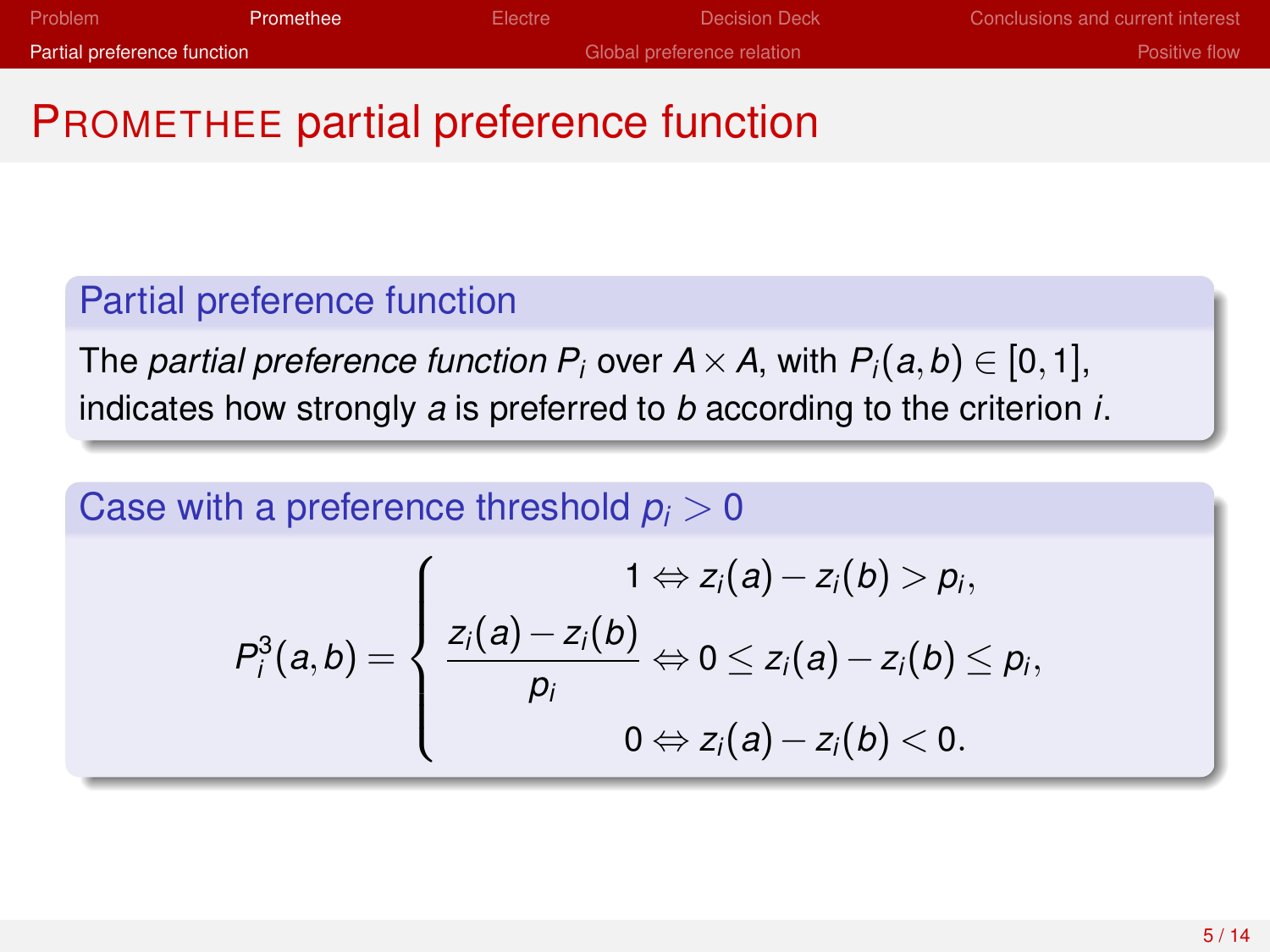# PROMETHEE partial preference function

## Partial preference function

The *partial preference function* $P_i$ over $A \times A$, with $P_i(a,b) \in [0,1]$, indicates how strongly $a$ is preferred to $b$ according to the criterion $i$.

## Case with a preference threshold $p_i > 0$

$$
P_i^3(a,b) = \begin{cases} 1 \Leftrightarrow z_i(a) - z_i(b) > p_i, \\ \dfrac{z_i(a) - z_i(b)}{p_i} \Leftrightarrow 0 \leq z_i(a) - z_i(b) \leq p_i, \\ 0 \Leftrightarrow z_i(a) - z_i(b) < 0. \end{cases}
$$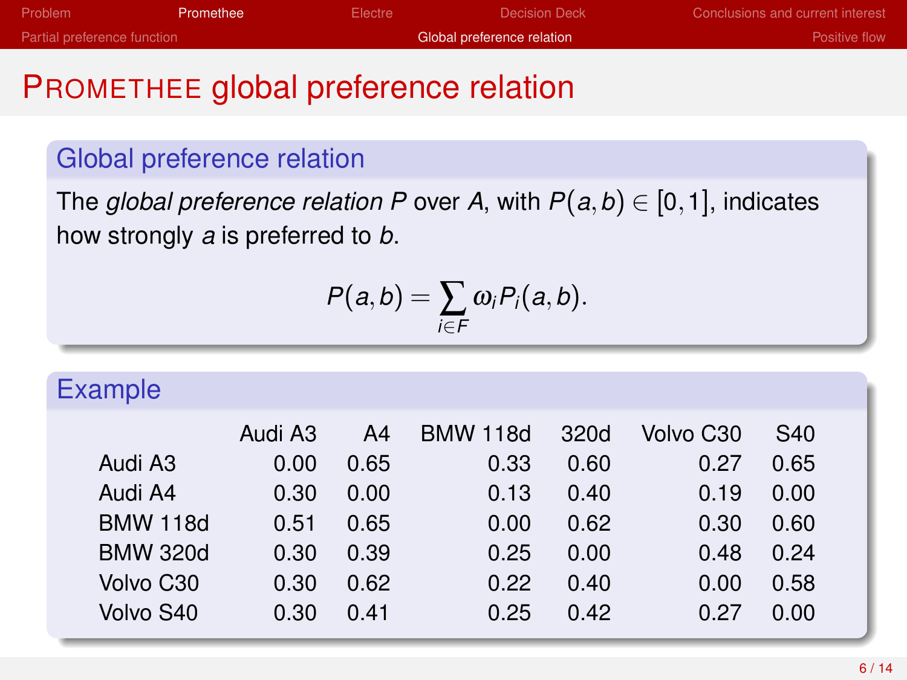# PROMETHEE global preference relation

## Global preference relation

The *global preference relation* $P$ over $A$, with $P(a,b) \in [0,1]$, indicates how strongly $a$ is preferred to $b$.

$$P(a,b) = \sum_{i \in F} \omega_i P_i(a,b).$$

## Example

| | Audi A3 | A4 | BMW 118d | 320d | Volvo C30 | S40 |
|---|---|---|---|---|---|---|
| Audi A3 | 0.00 | 0.65 | 0.33 | 0.60 | 0.27 | 0.65 |
| Audi A4 | 0.30 | 0.00 | 0.13 | 0.40 | 0.19 | 0.00 |
| BMW 118d | 0.51 | 0.65 | 0.00 | 0.62 | 0.30 | 0.60 |
| BMW 320d | 0.30 | 0.39 | 0.25 | 0.00 | 0.48 | 0.24 |
| Volvo C30 | 0.30 | 0.62 | 0.22 | 0.40 | 0.00 | 0.58 |
| Volvo S40 | 0.30 | 0.41 | 0.25 | 0.42 | 0.27 | 0.00 |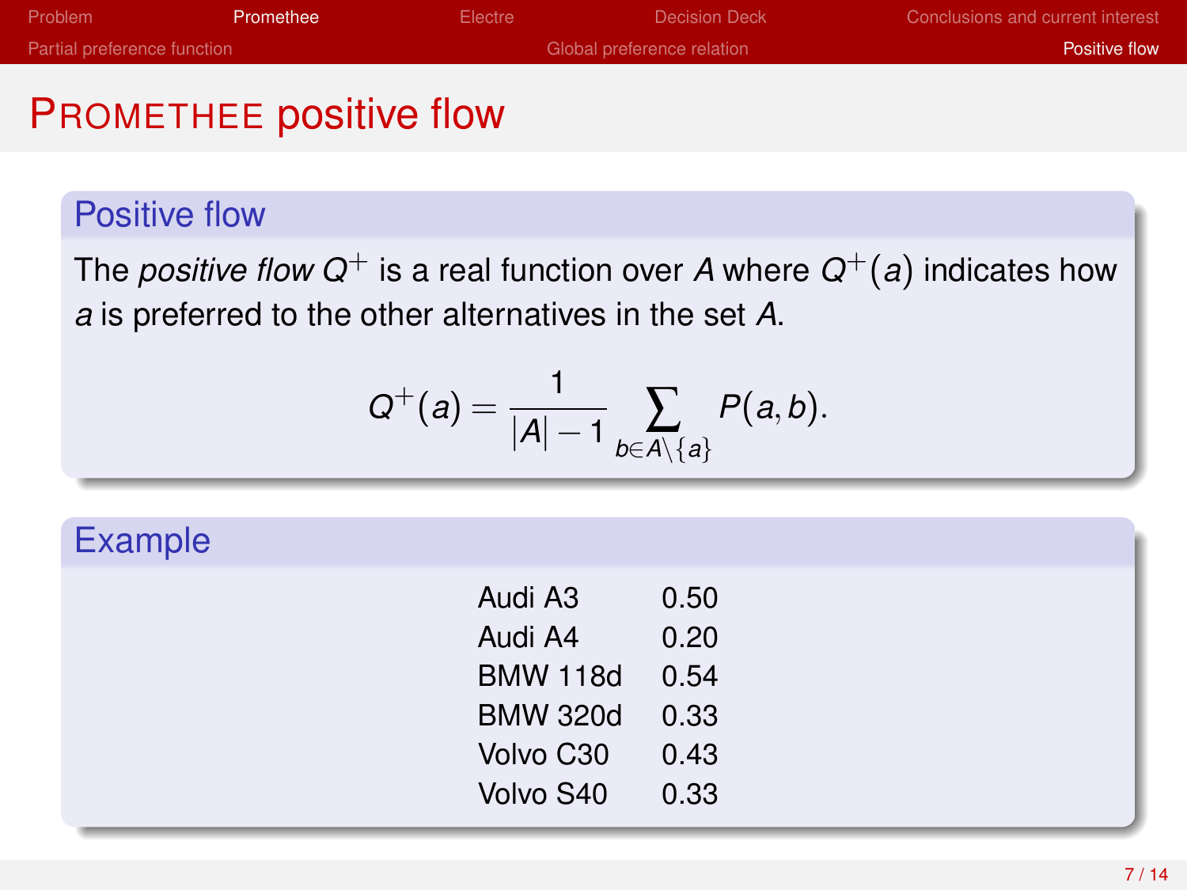# PROMETHEE positive flow

## Positive flow

The *positive flow* $Q^+$ is a real function over $A$ where $Q^+(a)$ indicates how $a$ is preferred to the other alternatives in the set $A$.

$$Q^+(a) = \frac{1}{|A| - 1} \sum_{b \in A \setminus \{a\}} P(a, b).$$

## Example

| | |
|---|---|
| Audi A3 | 0.50 |
| Audi A4 | 0.20 |
| BMW 118d | 0.54 |
| BMW 320d | 0.33 |
| Volvo C30 | 0.43 |
| Volvo S40 | 0.33 |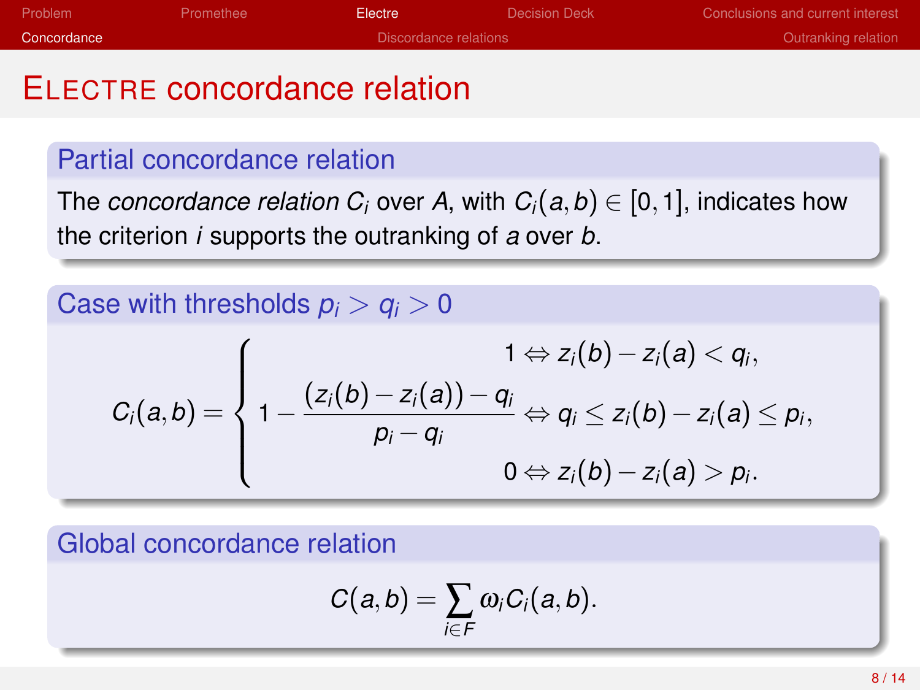# ELECTRE concordance relation

### Partial concordance relation

The *concordance relation* $C_i$ over $A$, with $C_i(a,b) \in [0,1]$, indicates how the criterion $i$ supports the outranking of $a$ over $b$.

### Case with thresholds $p_i > q_i > 0$

$$
C_i(a,b) = \begin{cases} 1 \Leftrightarrow z_i(b) - z_i(a) < q_i, \\ 1 - \dfrac{(z_i(b) - z_i(a)) - q_i}{p_i - q_i} \Leftrightarrow q_i \leq z_i(b) - z_i(a) \leq p_i, \\ 0 \Leftrightarrow z_i(b) - z_i(a) > p_i. \end{cases}
$$

### Global concordance relation

$$
C(a,b) = \sum_{i \in F} \omega_i C_i(a,b).
$$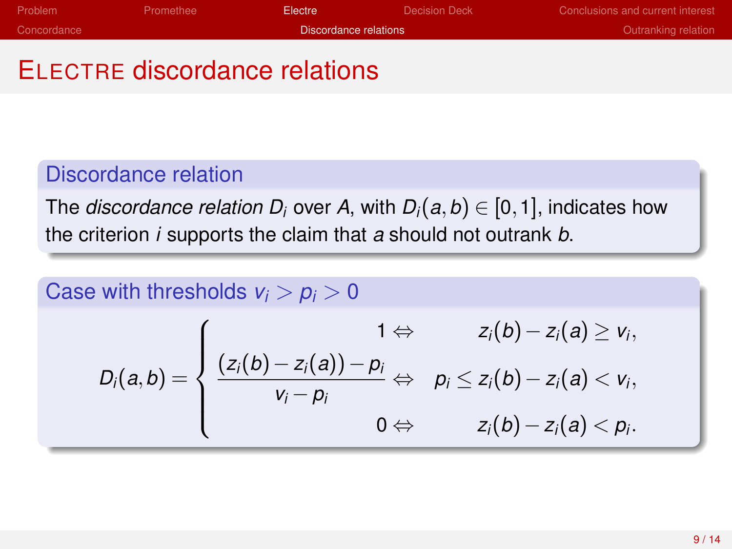# ELECTRE discordance relations

### Discordance relation

The *discordance relation* $D_i$ over $A$, with $D_i(a,b) \in [0,1]$, indicates how the criterion $i$ supports the claim that $a$ should not outrank $b$.

### Case with thresholds $v_i > p_i > 0$

$$D_i(a,b) = \begin{cases} 1 \Leftrightarrow & z_i(b) - z_i(a) \geq v_i, \\ \dfrac{(z_i(b) - z_i(a)) - p_i}{v_i - p_i} \Leftrightarrow & p_i \leq z_i(b) - z_i(a) < v_i, \\ 0 \Leftrightarrow & z_i(b) - z_i(a) < p_i. \end{cases}$$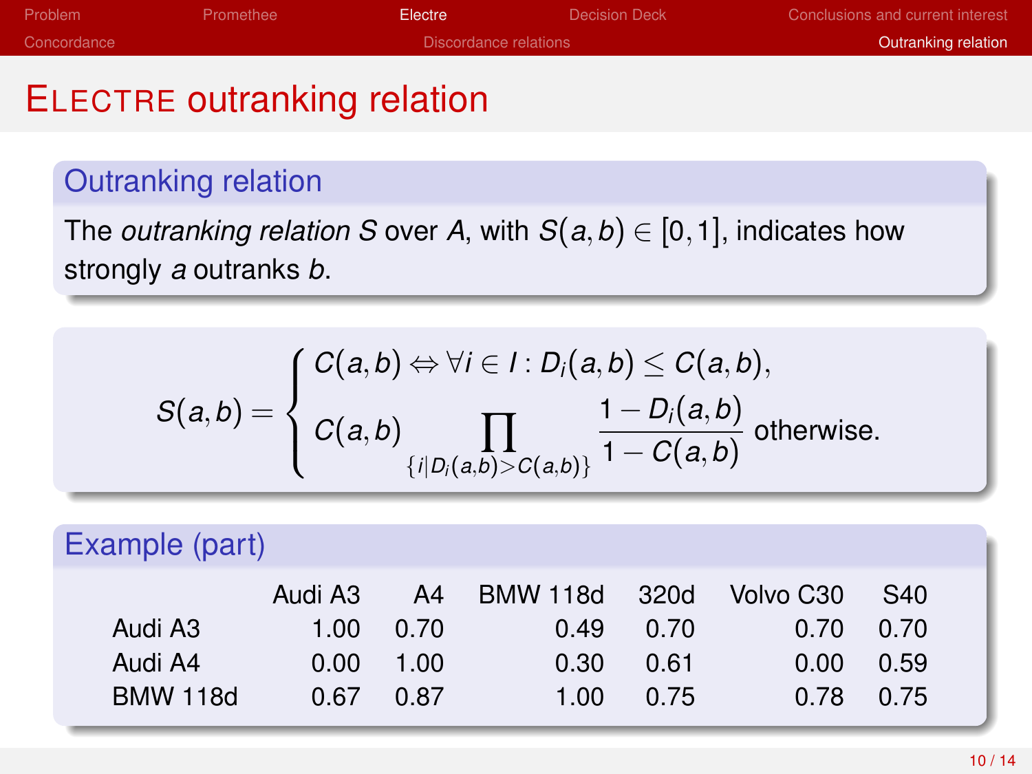# Electre outranking relation

## Outranking relation

The *outranking relation* $S$ over $A$, with $S(a,b) \in [0,1]$, indicates how strongly $a$ outranks $b$.

$$S(a,b) = \begin{cases} C(a,b) \Leftrightarrow \forall i \in I : D_i(a,b) \leq C(a,b), \\ C(a,b) \displaystyle\prod_{\{i|D_i(a,b)>C(a,b)\}} \frac{1 - D_i(a,b)}{1 - C(a,b)} \text{ otherwise.} \end{cases}$$

## Example (part)

| | Audi A3 | A4 | BMW 118d | 320d | Volvo C30 | S40 |
|---|---|---|---|---|---|---|
| Audi A3 | 1.00 | 0.70 | 0.49 | 0.70 | 0.70 | 0.70 |
| Audi A4 | 0.00 | 1.00 | 0.30 | 0.61 | 0.00 | 0.59 |
| BMW 118d | 0.67 | 0.87 | 1.00 | 0.75 | 0.78 | 0.75 |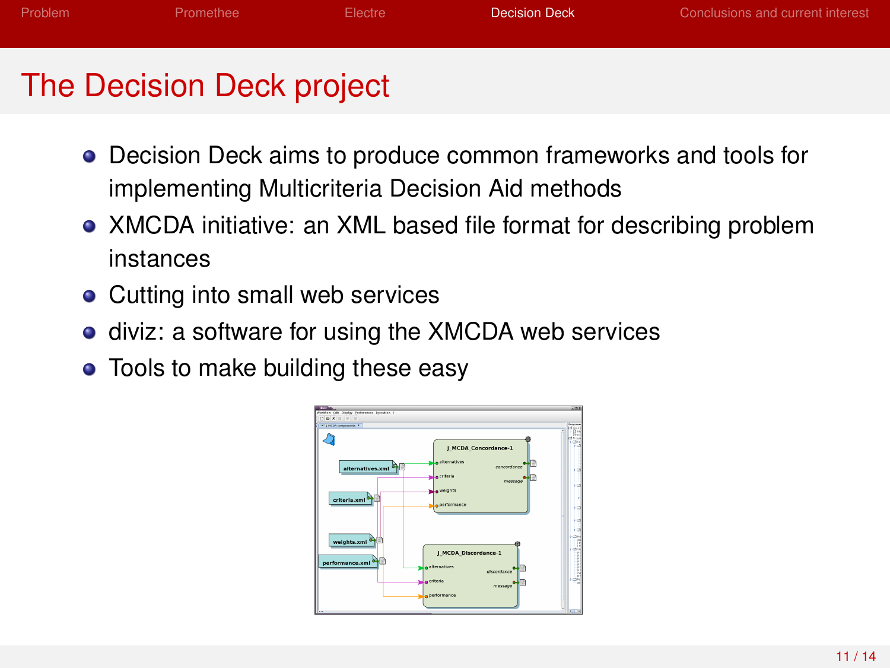# The Decision Deck project

- Decision Deck aims to produce common frameworks and tools for implementing Multicriteria Decision Aid methods
- XMCDA initiative: an XML based file format for describing problem instances
- Cutting into small web services
- diviz: a software for using the XMCDA web services
- Tools to make building these easy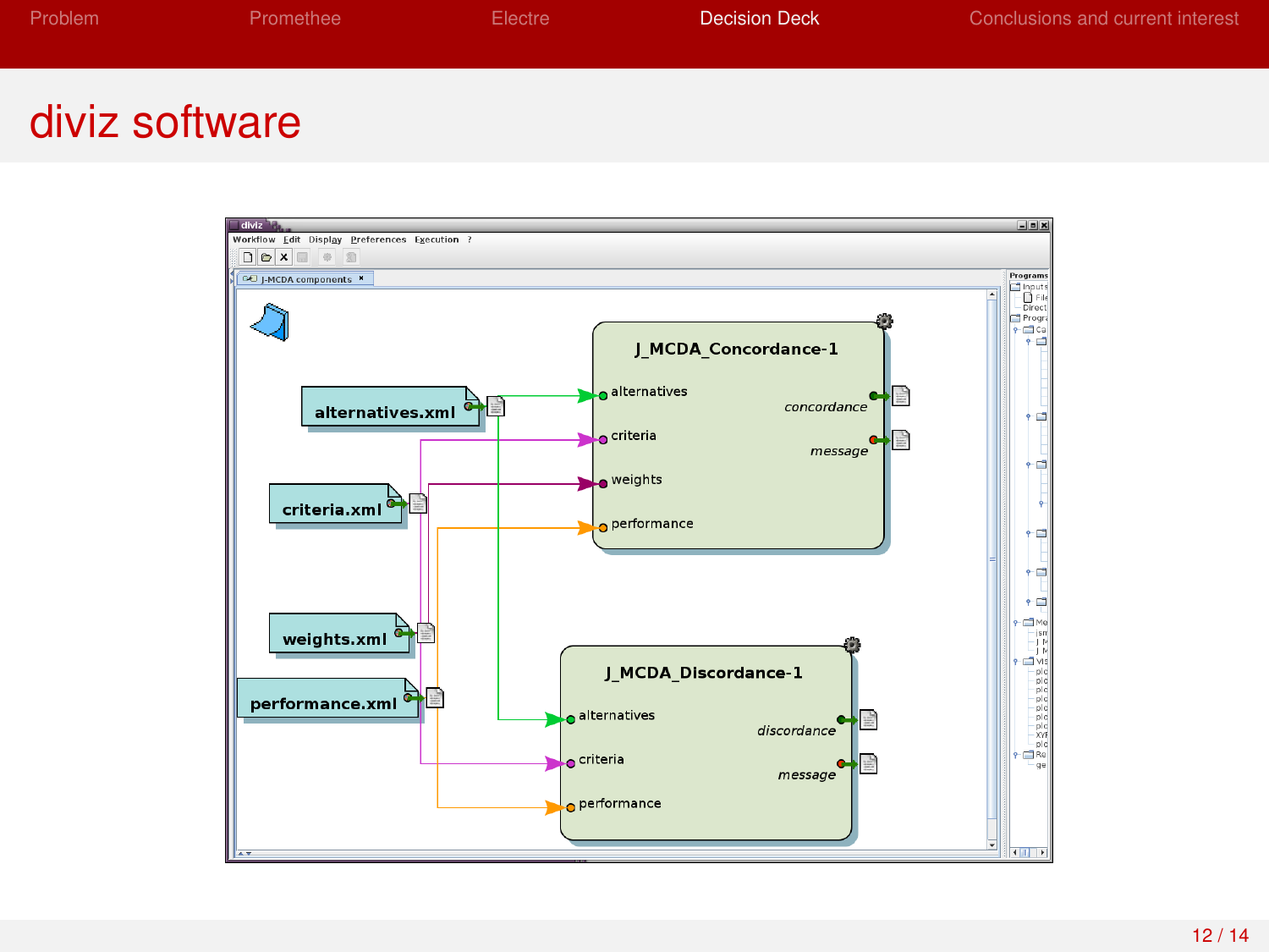# diviz software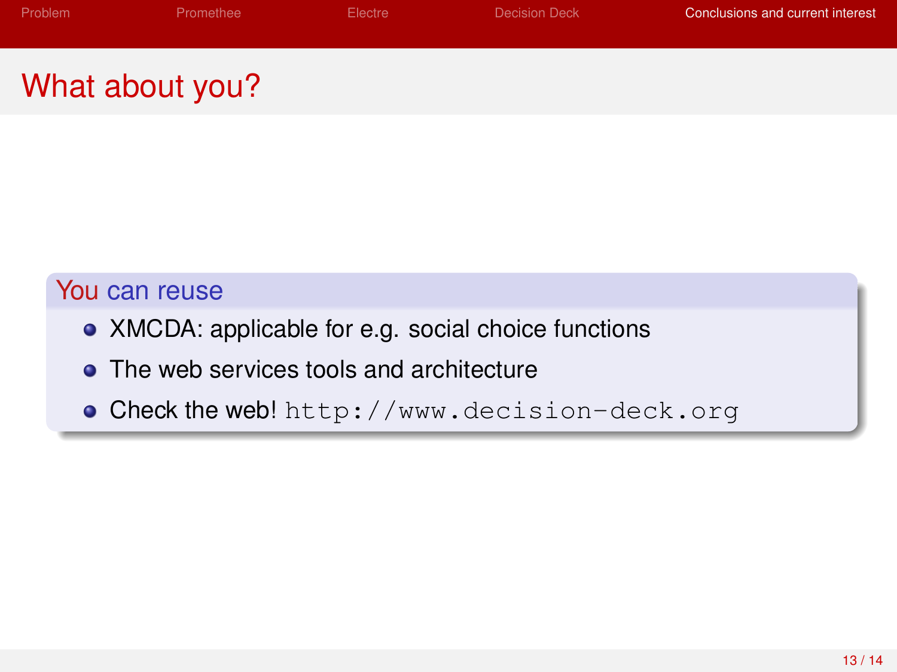# What about you?

### You can reuse

- XMCDA: applicable for e.g. social choice functions
- The web services tools and architecture
- Check the web! `http://www.decision-deck.org`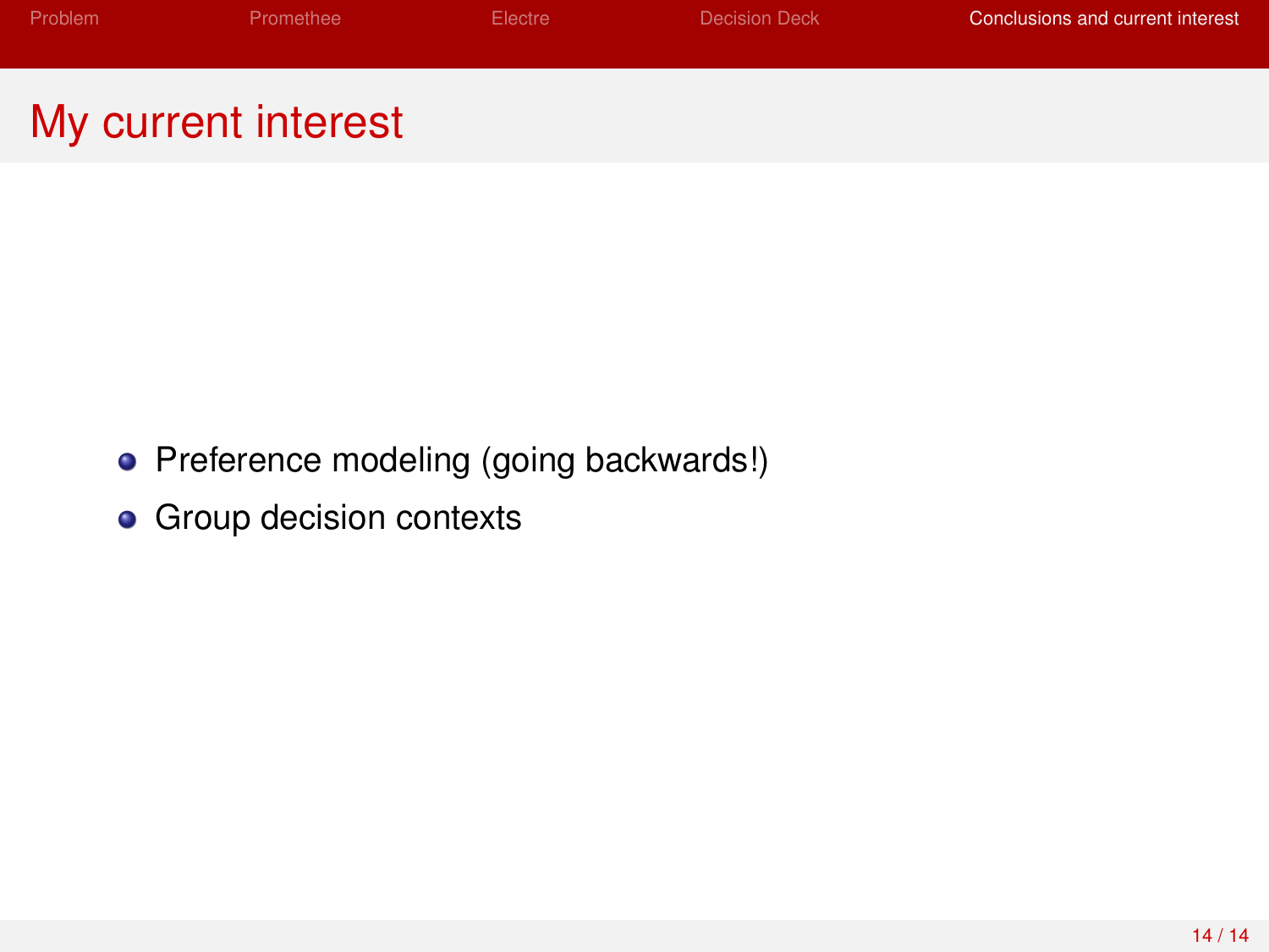# My current interest

- Preference modeling (going backwards!)
- Group decision contexts